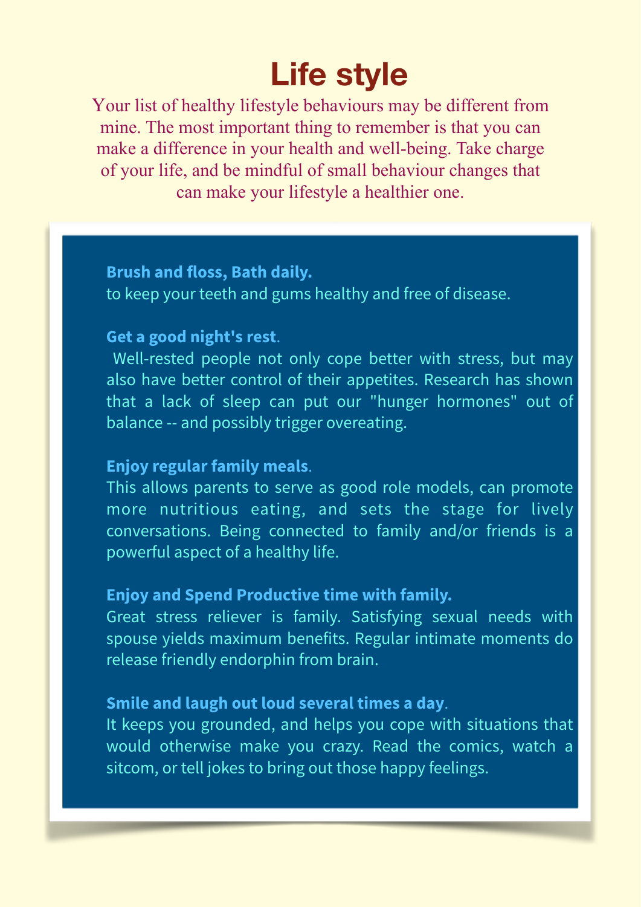# Life style

Your list of healthy lifestyle behaviours may be different from mine. The most important thing to remember is that you can make a difference in your health and well-being. Take charge of your life, and be mindful of small behaviour changes that can make your lifestyle a healthier one.

**Brush and floss, Bath daily.**
to keep your teeth and gums healthy and free of disease.

**Get a good night's rest**.
Well-rested people not only cope better with stress, but may also have better control of their appetites. Research has shown that a lack of sleep can put our "hunger hormones" out of balance -- and possibly trigger overeating.

**Enjoy regular family meals**.
This allows parents to serve as good role models, can promote more nutritious eating, and sets the stage for lively conversations. Being connected to family and/or friends is a powerful aspect of a healthy life.

**Enjoy and Spend Productive time with family.**
Great stress reliever is family. Satisfying sexual needs with spouse yields maximum benefits. Regular intimate moments do release friendly endorphin from brain.

**Smile and laugh out loud several times a day**.
It keeps you grounded, and helps you cope with situations that would otherwise make you crazy. Read the comics, watch a sitcom, or tell jokes to bring out those happy feelings.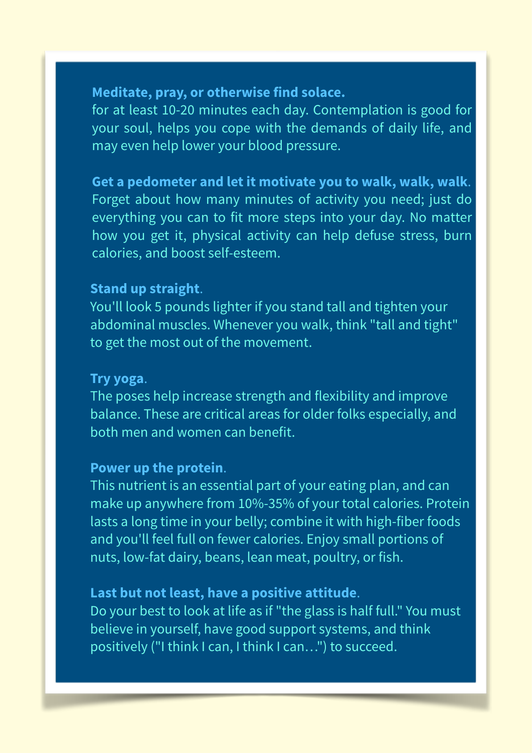**Meditate, pray, or otherwise find solace.**
for at least 10-20 minutes each day. Contemplation is good for your soul, helps you cope with the demands of daily life, and may even help lower your blood pressure.

**Get a pedometer and let it motivate you to walk, walk, walk**.
Forget about how many minutes of activity you need; just do everything you can to fit more steps into your day. No matter how you get it, physical activity can help defuse stress, burn calories, and boost self-esteem.

**Stand up straight**.
You'll look 5 pounds lighter if you stand tall and tighten your abdominal muscles. Whenever you walk, think "tall and tight" to get the most out of the movement.

**Try yoga**.
The poses help increase strength and flexibility and improve balance. These are critical areas for older folks especially, and both men and women can benefit.

**Power up the protein**.
This nutrient is an essential part of your eating plan, and can make up anywhere from 10%-35% of your total calories. Protein lasts a long time in your belly; combine it with high-fiber foods and you'll feel full on fewer calories. Enjoy small portions of nuts, low-fat dairy, beans, lean meat, poultry, or fish.

**Last but not least, have a positive attitude**.
Do your best to look at life as if "the glass is half full." You must believe in yourself, have good support systems, and think positively ("I think I can, I think I can…") to succeed.